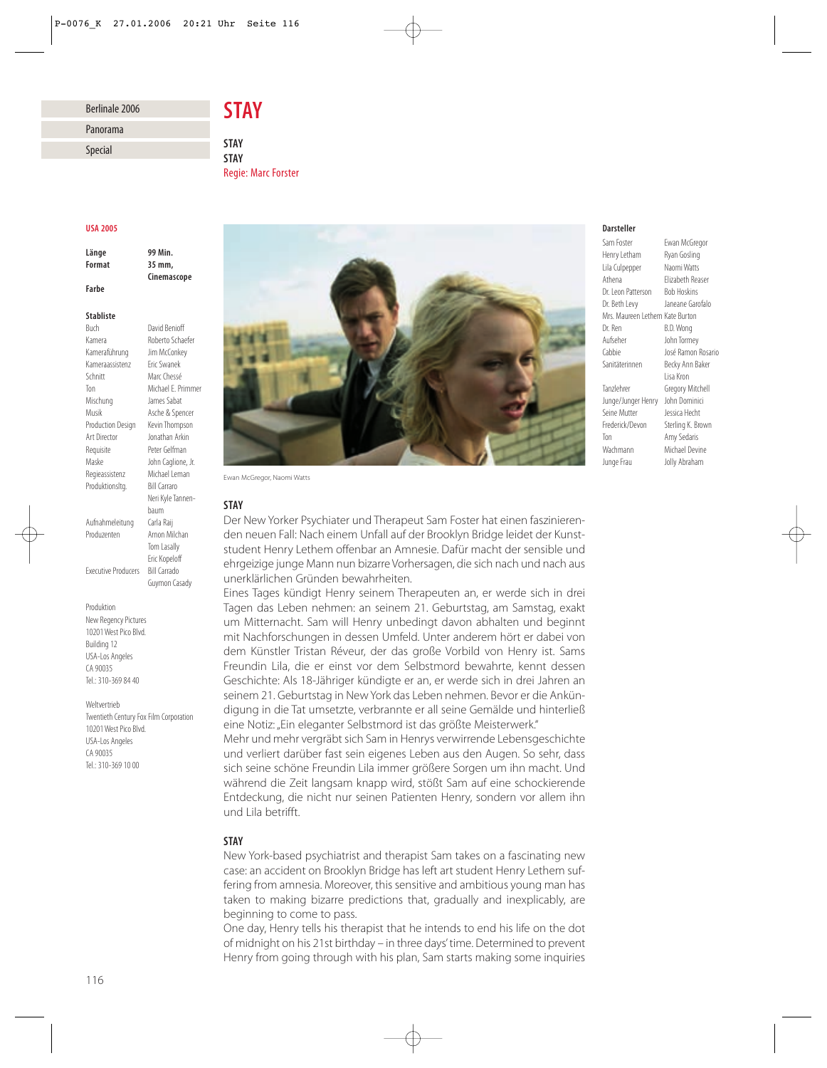Berlinale 2006

Panorama

Special

# STAY

**STAY**
**STAY**
Regie: Marc Forster

**USA 2005**

| | |
|---|---|
| **Länge** | **99 Min.** |
| **Format** | **35 mm, Cinemascope** |
| **Farbe** | |

**Stabliste**

| | |
|---|---|
| Buch | David Benioff |
| Kamera | Roberto Schaefer |
| Kameraführung | Jim McConkey |
| Kameraassistenz | Eric Swanek |
| Schnitt | Marc Chessé |
| Ton | Michael E. Primmer |
| Mischung | James Sabat |
| Musik | Asche & Spencer |
| Production Design | Kevin Thompson |
| Art Director | Jonathan Arkin |
| Requisite | Peter Gelfman |
| Maske | John Caglione, Jr. |
| Regieassistenz | Michael Leman |
| Produktionsltg. | Bill Carraro<br>Neri Kyle Tannenbaum |
| Aufnahmeleitung | Carla Raij |
| Produzenten | Arnon Milchan<br>Tom Lasally<br>Eric Kopeloff |
| Executive Producers | Bill Carrado<br>Guymon Casady |

Produktion
New Regency Pictures
10201 West Pico Blvd.
Building 12
USA-Los Angeles
CA 90035
Tel.: 310-369 84 40

Weltvertrieb
Twentieth Century Fox Film Corporation
10201 West Pico Blvd.
USA-Los Angeles
CA 90035
Tel.: 310-369 10 00

Ewan McGregor, Naomi Watts

**Darsteller**

| | |
|---|---|
| Sam Foster | Ewan McGregor |
| Henry Letham | Ryan Gosling |
| Lila Culpepper | Naomi Watts |
| Athena | Elizabeth Reaser |
| Dr. Leon Patterson | Bob Hoskins |
| Dr. Beth Levy | Janeane Garofalo |
| Mrs. Maureen Lethem | Kate Burton |
| Dr. Ren | B.D. Wong |
| Aufseher | John Tormey |
| Cabbie | José Ramon Rosario |
| Sanitäterinnen | Becky Ann Baker<br>Lisa Kron |
| Tanzlehrer | Gregory Mitchell |
| Junge/Junger Henry | John Dominici |
| Seine Mutter | Jessica Hecht |
| Frederick/Devon | Sterling K. Brown |
| Ton | Amy Sedaris |
| Wachmann | Michael Devine |
| Junge Frau | Jolly Abraham |

### STAY

Der New Yorker Psychiater und Therapeut Sam Foster hat einen faszinierenden neuen Fall: Nach einem Unfall auf der Brooklyn Bridge leidet der Kunststudent Henry Lethem offenbar an Amnesie. Dafür macht der sensible und ehrgeizige junge Mann nun bizarre Vorhersagen, die sich nach und nach aus unerklärlichen Gründen bewahrheiten.

Eines Tages kündigt Henry seinem Therapeuten an, er werde sich in drei Tagen das Leben nehmen: an seinem 21. Geburtstag, am Samstag, exakt um Mitternacht. Sam will Henry unbedingt davon abhalten und beginnt mit Nachforschungen in dessen Umfeld. Unter anderem hört er dabei von dem Künstler Tristan Réveur, der das große Vorbild von Henry ist. Sams Freundin Lila, die er einst vor dem Selbstmord bewahrte, kennt dessen Geschichte: Als 18-Jähriger kündigte er an, er werde sich in drei Jahren an seinem 21. Geburtstag in New York das Leben nehmen. Bevor er die Ankündigung in die Tat umsetzte, verbrannte er all seine Gemälde und hinterließ eine Notiz: „Ein eleganter Selbstmord ist das größte Meisterwerk."

Mehr und mehr vergräbt sich Sam in Henrys verwirrende Lebensgeschichte und verliert darüber fast sein eigenes Leben aus den Augen. So sehr, dass sich seine schöne Freundin Lila immer größere Sorgen um ihn macht. Und während die Zeit langsam knapp wird, stößt Sam auf eine schockierende Entdeckung, die nicht nur seinen Patienten Henry, sondern vor allem ihn und Lila betrifft.

### STAY

New York-based psychiatrist and therapist Sam takes on a fascinating new case: an accident on Brooklyn Bridge has left art student Henry Lethem suffering from amnesia. Moreover, this sensitive and ambitious young man has taken to making bizarre predictions that, gradually and inexplicably, are beginning to come to pass.

One day, Henry tells his therapist that he intends to end his life on the dot of midnight on his 21st birthday – in three days' time. Determined to prevent Henry from going through with his plan, Sam starts making some inquiries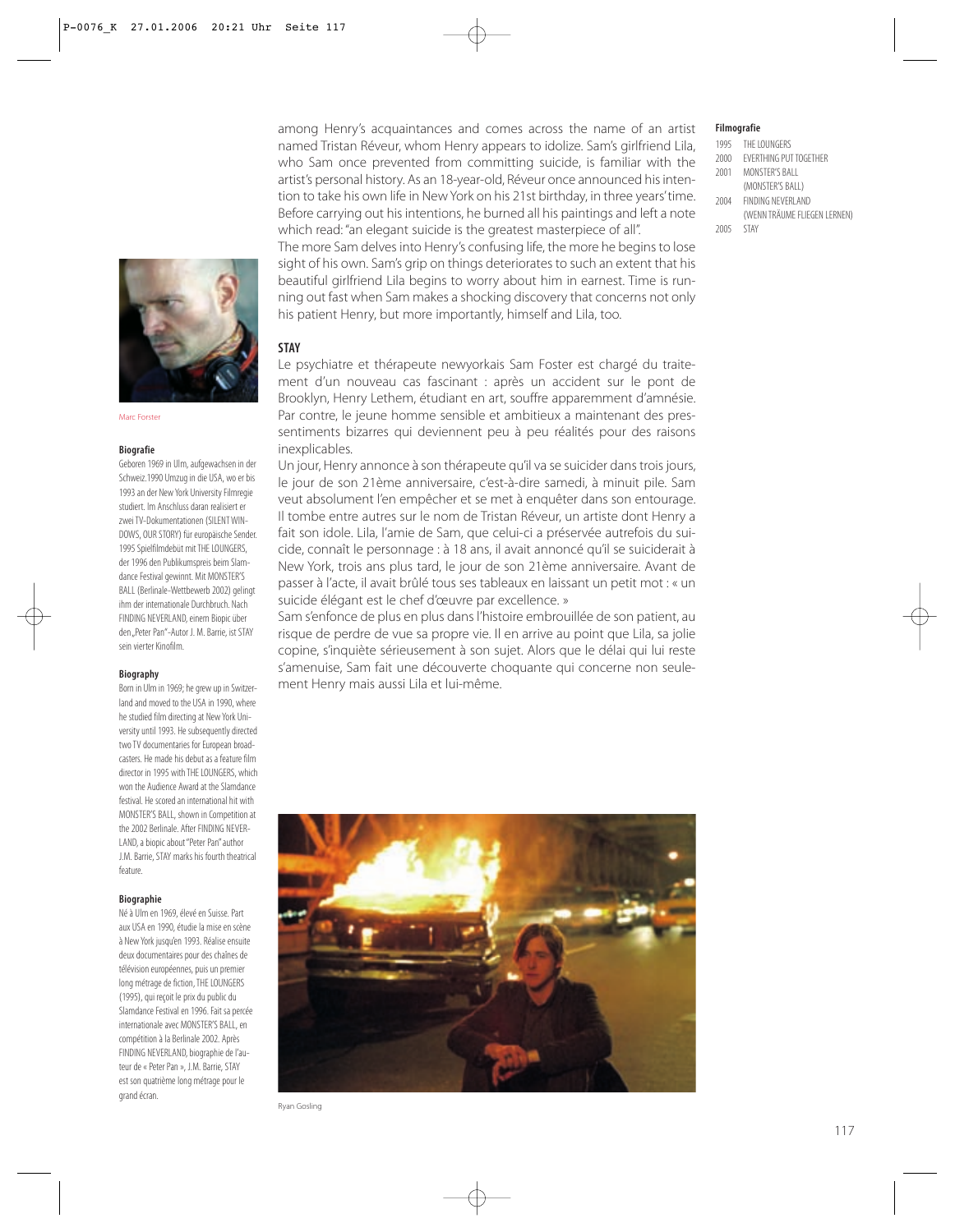among Henry's acquaintances and comes across the name of an artist named Tristan Réveur, whom Henry appears to idolize. Sam's girlfriend Lila, who Sam once prevented from committing suicide, is familiar with the artist's personal history. As an 18-year-old, Réveur once announced his intention to take his own life in New York on his 21st birthday, in three years' time. Before carrying out his intentions, he burned all his paintings and left a note which read: "an elegant suicide is the greatest masterpiece of all".
The more Sam delves into Henry's confusing life, the more he begins to lose sight of his own. Sam's grip on things deteriorates to such an extent that his beautiful girlfriend Lila begins to worry about him in earnest. Time is running out fast when Sam makes a shocking discovery that concerns not only his patient Henry, but more importantly, himself and Lila, too.

## STAY

Le psychiatre et thérapeute newyorkais Sam Foster est chargé du traitement d'un nouveau cas fascinant : après un accident sur le pont de Brooklyn, Henry Lethem, étudiant en art, souffre apparemment d'amnésie. Par contre, le jeune homme sensible et ambitieux a maintenant des pressentiments bizarres qui deviennent peu à peu réalités pour des raisons inexplicables.
Un jour, Henry annonce à son thérapeute qu'il va se suicider dans trois jours, le jour de son 21ème anniversaire, c'est-à-dire samedi, à minuit pile. Sam veut absolument l'en empêcher et se met à enquêter dans son entourage. Il tombe entre autres sur le nom de Tristan Réveur, un artiste dont Henry a fait son idole. Lila, l'amie de Sam, que celui-ci a préservée autrefois du suicide, connaît le personnage : à 18 ans, il avait annoncé qu'il se suiciderait à New York, trois ans plus tard, le jour de son 21ème anniversaire. Avant de passer à l'acte, il avait brûlé tous ses tableaux en laissant un petit mot : « un suicide élégant est le chef d'œuvre par excellence. »
Sam s'enfonce de plus en plus dans l'histoire embrouillée de son patient, au risque de perdre de vue sa propre vie. Il en arrive au point que Lila, sa jolie copine, s'inquiète sérieusement à son sujet. Alors que le délai qui lui reste s'amenuise, Sam fait une découverte choquante qui concerne non seulement Henry mais aussi Lila et lui-même.

Ryan Gosling

Marc Forster

**Biografie**

Geboren 1969 in Ulm, aufgewachsen in der Schweiz. 1990 Umzug in die USA, wo er bis 1993 an der New York University Filmregie studiert. Im Anschluss daran realisiert er zwei TV-Dokumentationen (SILENT WINDOWS, OUR STORY) für europäische Sender. 1995 Spielfilmdebüt mit THE LOUNGERS, der 1996 den Publikumspreis beim Slamdance Festival gewinnt. Mit MONSTER'S BALL (Berlinale-Wettbewerb 2002) gelingt ihm der internationale Durchbruch. Nach FINDING NEVERLAND, einem Biopic über den „Peter Pan"-Autor J. M. Barrie, ist STAY sein vierter Kinofilm.

**Biography**

Born in Ulm in 1969; he grew up in Switzerland and moved to the USA in 1990, where he studied film directing at New York University until 1993. He subsequently directed two TV documentaries for European broadcasters. He made his debut as a feature film director in 1995 with THE LOUNGERS, which won the Audience Award at the Slamdance festival. He scored an international hit with MONSTER'S BALL, shown in Competition at the 2002 Berlinale. After FINDING NEVERLAND, a biopic about "Peter Pan" author J.M. Barrie, STAY marks his fourth theatrical feature.

**Biographie**

Né à Ulm en 1969, élevé en Suisse. Part aux USA en 1990, étudie la mise en scène à New York jusqu'en 1993. Réalise ensuite deux documentaires pour des chaînes de télévision européennes, puis un premier long métrage de fiction, THE LOUNGERS (1995), qui reçoit le prix du public du Slamdance Festival en 1996. Fait sa percée internationale avec MONSTER'S BALL, en compétition à la Berlinale 2002. Après FINDING NEVERLAND, biographie de l'auteur de « Peter Pan », J.M. Barrie, STAY est son quatrième long métrage pour le grand écran.

**Filmografie**

1995 THE LOUNGERS
2000 EVERTHING PUT TOGETHER
2001 MONSTER'S BALL (MONSTER'S BALL)
2004 FINDING NEVERLAND (WENN TRÄUME FLIEGEN LERNEN)
2005 STAY